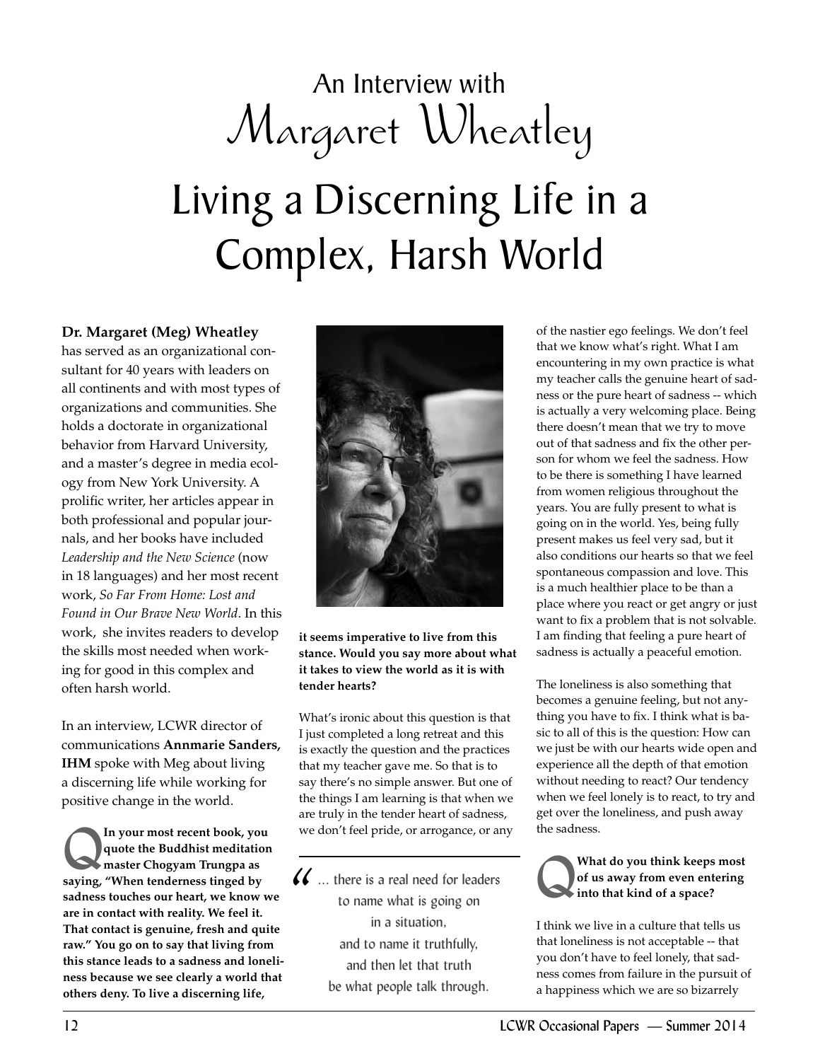# An Interview with Margaret Wheatley

## Living a Discerning Life in a Complex, Harsh World

**Dr. Margaret (Meg) Wheatley** has served as an organizational consultant for 40 years with leaders on all continents and with most types of organizations and communities. She holds a doctorate in organizational behavior from Harvard University, and a master's degree in media ecology from New York University. A prolific writer, her articles appear in both professional and popular journals, and her books have included *Leadership and the New Science* (now in 18 languages) and her most recent work, *So Far From Home: Lost and Found in Our Brave New World*. In this work, she invites readers to develop the skills most needed when working for good in this complex and often harsh world.

In an interview, LCWR director of communications **Annmarie Sanders, IHM** spoke with Meg about living a discerning life while working for positive change in the world.

**Q In your most recent book, you quote the Buddhist meditation master Chogyam Trungpa as saying, "When tenderness tinged by sadness touches our heart, we know we are in contact with reality. We feel it. That contact is genuine, fresh and quite raw." You go on to say that living from this stance leads to a sadness and loneliness because we see clearly a world that others deny. To live a discerning life, it seems imperative to live from this stance. Would you say more about what it takes to view the world as it is with tender hearts?**

What's ironic about this question is that I just completed a long retreat and this is exactly the question and the practices that my teacher gave me. So that is to say there's no simple answer. But one of the things I am learning is that when we are truly in the tender heart of sadness, we don't feel pride, or arrogance, or any of the nastier ego feelings. We don't feel that we know what's right. What I am encountering in my own practice is what my teacher calls the genuine heart of sadness or the pure heart of sadness -- which is actually a very welcoming place. Being there doesn't mean that we try to move out of that sadness and fix the other person for whom we feel the sadness. How to be there is something I have learned from women religious throughout the years. You are fully present to what is going on in the world. Yes, being fully present makes us feel very sad, but it also conditions our hearts so that we feel spontaneous compassion and love. This is a much healthier place to be than a place where you react or get angry or just want to fix a problem that is not solvable. I am finding that feeling a pure heart of sadness is actually a peaceful emotion.

> "... there is a real need for leaders to name what is going on in a situation, and to name it truthfully, and then let that truth be what people talk through.

The loneliness is also something that becomes a genuine feeling, but not anything you have to fix. I think what is basic to all of this is the question: How can we just be with our hearts wide open and experience all the depth of that emotion without needing to react? Our tendency when we feel lonely is to react, to try and get over the loneliness, and push away the sadness.

**Q What do you think keeps most of us away from even entering into that kind of a space?**

I think we live in a culture that tells us that loneliness is not acceptable -- that you don't have to feel lonely, that sadness comes from failure in the pursuit of a happiness which we are so bizarrely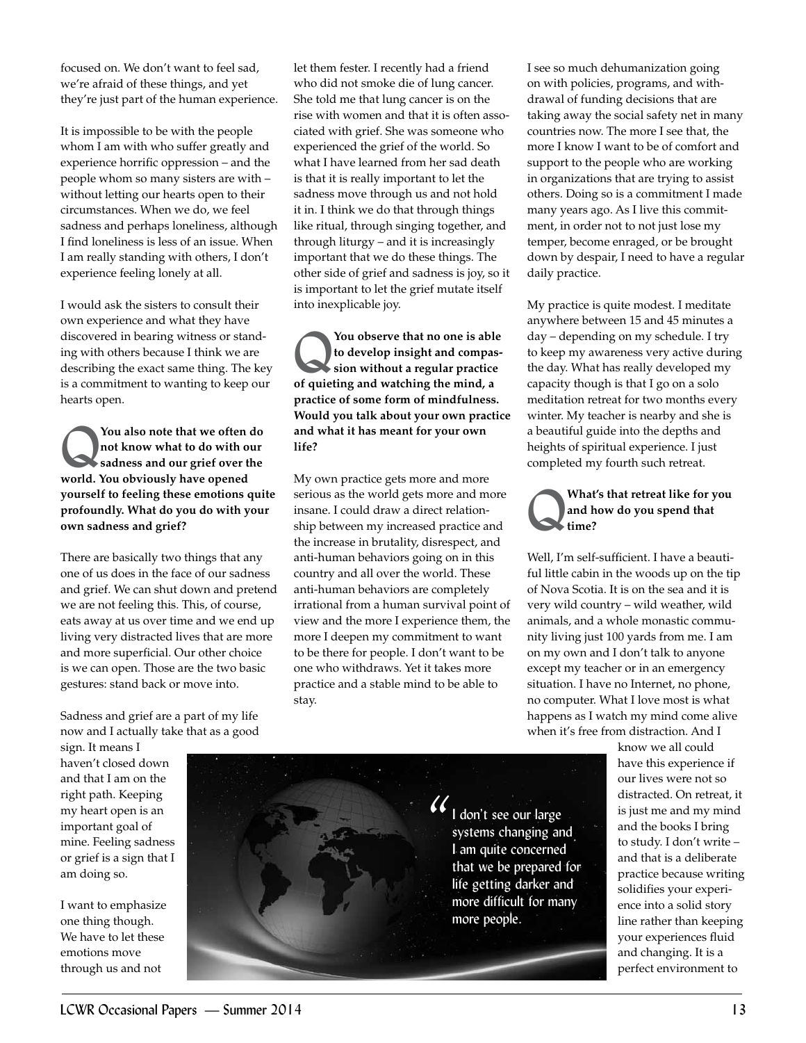focused on. We don't want to feel sad, we're afraid of these things, and yet they're just part of the human experience.

It is impossible to be with the people whom I am with who suffer greatly and experience horrific oppression – and the people whom so many sisters are with – without letting our hearts open to their circumstances. When we do, we feel sadness and perhaps loneliness, although I find loneliness is less of an issue. When I am really standing with others, I don't experience feeling lonely at all.

I would ask the sisters to consult their own experience and what they have discovered in bearing witness or standing with others because I think we are describing the exact same thing. The key is a commitment to wanting to keep our hearts open.

**Q You also note that we often do not know what to do with our sadness and our grief over the world. You obviously have opened yourself to feeling these emotions quite profoundly. What do you do with your own sadness and grief?**

There are basically two things that any one of us does in the face of our sadness and grief. We can shut down and pretend we are not feeling this. This, of course, eats away at us over time and we end up living very distracted lives that are more and more superficial. Our other choice is we can open. Those are the two basic gestures: stand back or move into.

Sadness and grief are a part of my life now and I actually take that as a good sign. It means I haven't closed down and that I am on the right path. Keeping my heart open is an important goal of mine. Feeling sadness or grief is a sign that I am doing so.

I want to emphasize one thing though. We have to let these emotions move through us and not let them fester. I recently had a friend who did not smoke die of lung cancer. She told me that lung cancer is on the rise with women and that it is often associated with grief. She was someone who experienced the grief of the world. So what I have learned from her sad death is that it is really important to let the sadness move through us and not hold it in. I think we do that through things like ritual, through singing together, and through liturgy – and it is increasingly important that we do these things. The other side of grief and sadness is joy, so it is important to let the grief mutate itself into inexplicable joy.

**Q You observe that no one is able to develop insight and compassion without a regular practice of quieting and watching the mind, a practice of some form of mindfulness. Would you talk about your own practice and what it has meant for your own life?**

My own practice gets more and more serious as the world gets more and more insane. I could draw a direct relationship between my increased practice and the increase in brutality, disrespect, and anti-human behaviors going on in this country and all over the world. These anti-human behaviors are completely irrational from a human survival point of view and the more I experience them, the more I deepen my commitment to want to be there for people. I don't want to be one who withdraws. Yet it takes more practice and a stable mind to be able to stay.

I see so much dehumanization going on with policies, programs, and withdrawal of funding decisions that are taking away the social safety net in many countries now. The more I see that, the more I know I want to be of comfort and support to the people who are working in organizations that are trying to assist others. Doing so is a commitment I made many years ago. As I live this commitment, in order not to not just lose my temper, become enraged, or be brought down by despair, I need to have a regular daily practice.

My practice is quite modest. I meditate anywhere between 15 and 45 minutes a day – depending on my schedule. I try to keep my awareness very active during the day. What has really developed my capacity though is that I go on a solo meditation retreat for two months every winter. My teacher is nearby and she is a beautiful guide into the depths and heights of spiritual experience. I just completed my fourth such retreat.

**Q What's that retreat like for you and how do you spend that time?**

Well, I'm self-sufficient. I have a beautiful little cabin in the woods up on the tip of Nova Scotia. It is on the sea and it is very wild country – wild weather, wild animals, and a whole monastic community living just 100 yards from me. I am on my own and I don't talk to anyone except my teacher or in an emergency situation. I have no Internet, no phone, no computer. What I love most is what happens as I watch my mind come alive when it's free from distraction. And I know we all could have this experience if our lives were not so distracted. On retreat, it is just me and my mind and the books I bring to study. I don't write – and that is a deliberate practice because writing solidifies your experience into a solid story line rather than keeping your experiences fluid and changing. It is a perfect environment to

> "I don't see our large systems changing and I am quite concerned that we be prepared for life getting darker and more difficult for many more people.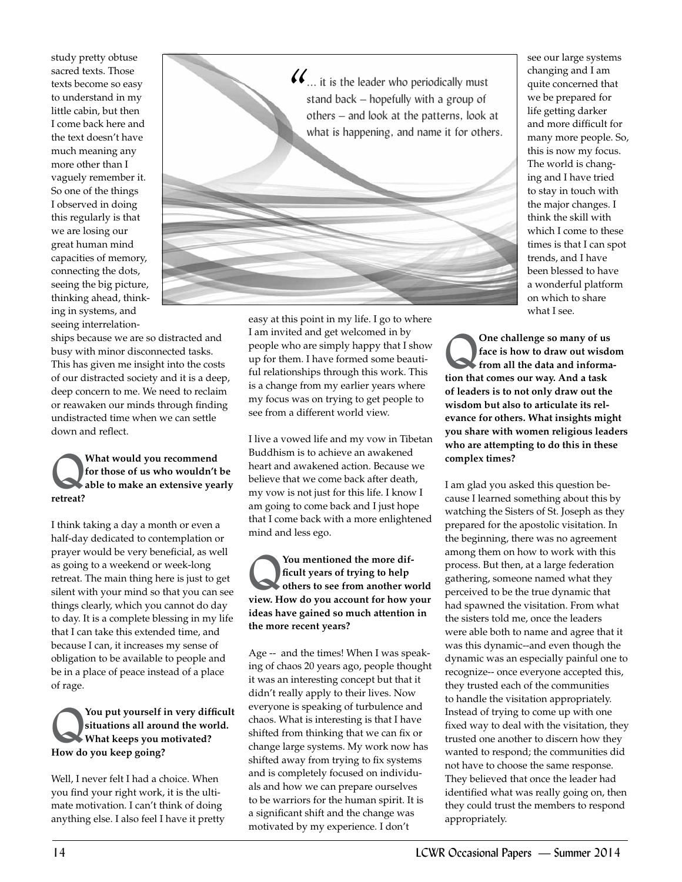study pretty obtuse sacred texts. Those texts become so easy to understand in my little cabin, but then I come back here and the text doesn't have much meaning any more other than I vaguely remember it. So one of the things I observed in doing this regularly is that we are losing our great human mind capacities of memory, connecting the dots, seeing the big picture, thinking ahead, thinking in systems, and seeing interrelationships because we are so distracted and busy with minor disconnected tasks. This has given me insight into the costs of our distracted society and it is a deep, deep concern to me. We need to reclaim or reawaken our minds through finding undistracted time when we can settle down and reflect.

> "... it is the leader who periodically must stand back – hopefully with a group of others – and look at the patterns, look at what is happening, and name it for others.

**Q What would you recommend for those of us who wouldn't be able to make an extensive yearly retreat?**

I think taking a day a month or even a half-day dedicated to contemplation or prayer would be very beneficial, as well as going to a weekend or week-long retreat. The main thing here is just to get silent with your mind so that you can see things clearly, which you cannot do day to day. It is a complete blessing in my life that I can take this extended time, and because I can, it increases my sense of obligation to be available to people and be in a place of peace instead of a place of rage.

**Q You put yourself in very difficult situations all around the world. What keeps you motivated? How do you keep going?**

Well, I never felt I had a choice. When you find your right work, it is the ultimate motivation. I can't think of doing anything else. I also feel I have it pretty easy at this point in my life. I go to where I am invited and get welcomed in by people who are simply happy that I show up for them. I have formed some beautiful relationships through this work. This is a change from my earlier years where my focus was on trying to get people to see from a different world view.

I live a vowed life and my vow in Tibetan Buddhism is to achieve an awakened heart and awakened action. Because we believe that we come back after death, my vow is not just for this life. I know I am going to come back and I just hope that I come back with a more enlightened mind and less ego.

**Q You mentioned the more difficult years of trying to help others to see from another world view. How do you account for how your ideas have gained so much attention in the more recent years?**

Age -- and the times! When I was speaking of chaos 20 years ago, people thought it was an interesting concept but that it didn't really apply to their lives. Now everyone is speaking of turbulence and chaos. What is interesting is that I have shifted from thinking that we can fix or change large systems. My work now has shifted away from trying to fix systems and is completely focused on individuals and how we can prepare ourselves to be warriors for the human spirit. It is a significant shift and the change was motivated by my experience. I don't see our large systems changing and I am quite concerned that we be prepared for life getting darker and more difficult for many more people. So, this is now my focus. The world is changing and I have tried to stay in touch with the major changes. I think the skill with which I come to these times is that I can spot trends, and I have been blessed to have a wonderful platform on which to share what I see.

**Q One challenge so many of us face is how to draw out wisdom from all the data and information that comes our way. And a task of leaders is to not only draw out the wisdom but also to articulate its relevance for others. What insights might you share with women religious leaders who are attempting to do this in these complex times?**

I am glad you asked this question because I learned something about this by watching the Sisters of St. Joseph as they prepared for the apostolic visitation. In the beginning, there was no agreement among them on how to work with this process. But then, at a large federation gathering, someone named what they perceived to be the true dynamic that had spawned the visitation. From what the sisters told me, once the leaders were able both to name and agree that it was this dynamic--and even though the dynamic was an especially painful one to recognize-- once everyone accepted this, they trusted each of the communities to handle the visitation appropriately. Instead of trying to come up with one fixed way to deal with the visitation, they trusted one another to discern how they wanted to respond; the communities did not have to choose the same response. They believed that once the leader had identified what was really going on, then they could trust the members to respond appropriately.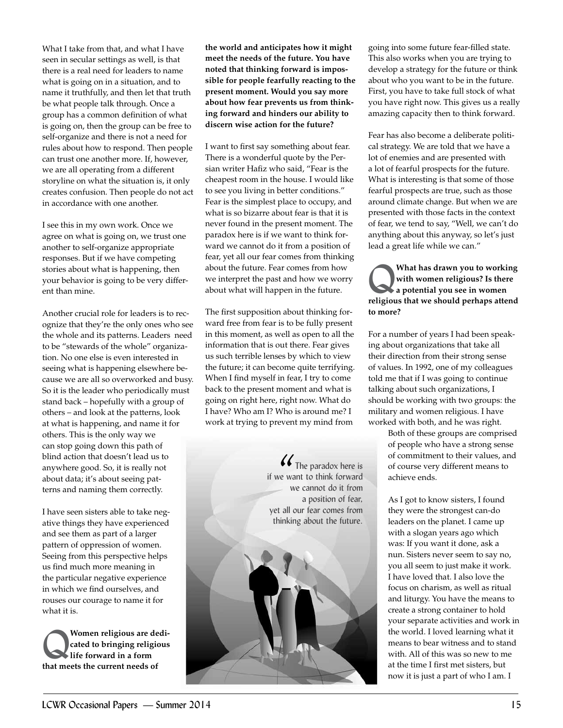What I take from that, and what I have seen in secular settings as well, is that there is a real need for leaders to name what is going on in a situation, and to name it truthfully, and then let that truth be what people talk through. Once a group has a common definition of what is going on, then the group can be free to self-organize and there is not a need for rules about how to respond. Then people can trust one another more. If, however, we are all operating from a different storyline on what the situation is, it only creates confusion. Then people do not act in accordance with one another.

I see this in my own work. Once we agree on what is going on, we trust one another to self-organize appropriate responses. But if we have competing stories about what is happening, then your behavior is going to be very different than mine.

Another crucial role for leaders is to recognize that they're the only ones who see the whole and its patterns. Leaders need to be "stewards of the whole" organization. No one else is even interested in seeing what is happening elsewhere because we are all so overworked and busy. So it is the leader who periodically must stand back – hopefully with a group of others – and look at the patterns, look at what is happening, and name it for others. This is the only way we can stop going down this path of blind action that doesn't lead us to anywhere good. So, it is really not about data; it's about seeing patterns and naming them correctly.

I have seen sisters able to take negative things they have experienced and see them as part of a larger pattern of oppression of women. Seeing from this perspective helps us find much more meaning in the particular negative experience in which we find ourselves, and rouses our courage to name it for what it is.

**Q Women religious are dedicated to bringing religious life forward in a form that meets the current needs of the world and anticipates how it might meet the needs of the future. You have noted that thinking forward is impossible for people fearfully reacting to the present moment. Would you say more about how fear prevents us from thinking forward and hinders our ability to discern wise action for the future?**

I want to first say something about fear. There is a wonderful quote by the Persian writer Hafiz who said, "Fear is the cheapest room in the house. I would like to see you living in better conditions." Fear is the simplest place to occupy, and what is so bizarre about fear is that it is never found in the present moment. The paradox here is if we want to think forward we cannot do it from a position of fear, yet all our fear comes from thinking about the future. Fear comes from how we interpret the past and how we worry about what will happen in the future.

The first supposition about thinking forward free from fear is to be fully present in this moment, as well as open to all the information that is out there. Fear gives us such terrible lenses by which to view the future; it can become quite terrifying. When I find myself in fear, I try to come back to the present moment and what is going on right here, right now. What do I have? Who am I? Who is around me? I work at trying to prevent my mind from going into some future fear-filled state. This also works when you are trying to develop a strategy for the future or think about who you want to be in the future. First, you have to take full stock of what you have right now. This gives us a really amazing capacity then to think forward.

> "The paradox here is if we want to think forward we cannot do it from a position of fear, yet all our fear comes from thinking about the future.

Fear has also become a deliberate political strategy. We are told that we have a lot of enemies and are presented with a lot of fearful prospects for the future. What is interesting is that some of those fearful prospects are true, such as those around climate change. But when we are presented with those facts in the context of fear, we tend to say, "Well, we can't do anything about this anyway, so let's just lead a great life while we can."

**Q What has drawn you to working with women religious? Is there a potential you see in women religious that we should perhaps attend to more?**

For a number of years I had been speaking about organizations that take all their direction from their strong sense of values. In 1992, one of my colleagues told me that if I was going to continue talking about such organizations, I should be working with two groups: the military and women religious. I have worked with both, and he was right.

Both of these groups are comprised of people who have a strong sense of commitment to their values, and of course very different means to achieve ends.

As I got to know sisters, I found they were the strongest can-do leaders on the planet. I came up with a slogan years ago which was: If you want it done, ask a nun. Sisters never seem to say no, you all seem to just make it work. I have loved that. I also love the focus on charism, as well as ritual and liturgy. You have the means to create a strong container to hold your separate activities and work in the world. I loved learning what it means to bear witness and to stand with. All of this was so new to me at the time I first met sisters, but now it is just a part of who I am. I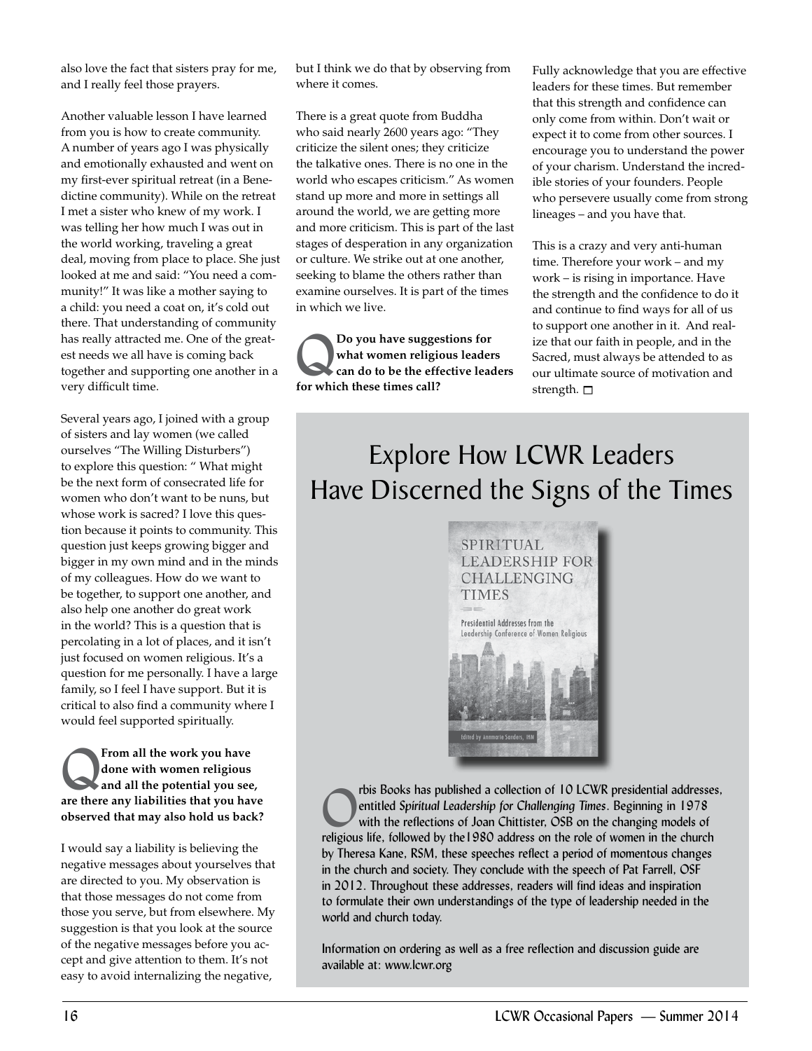also love the fact that sisters pray for me, and I really feel those prayers.

Another valuable lesson I have learned from you is how to create community. A number of years ago I was physically and emotionally exhausted and went on my first-ever spiritual retreat (in a Benedictine community). While on the retreat I met a sister who knew of my work. I was telling her how much I was out in the world working, traveling a great deal, moving from place to place. She just looked at me and said: "You need a community!" It was like a mother saying to a child: you need a coat on, it's cold out there. That understanding of community has really attracted me. One of the greatest needs we all have is coming back together and supporting one another in a very difficult time.

Several years ago, I joined with a group of sisters and lay women (we called ourselves "The Willing Disturbers") to explore this question: " What might be the next form of consecrated life for women who don't want to be nuns, but whose work is sacred? I love this question because it points to community. This question just keeps growing bigger and bigger in my own mind and in the minds of my colleagues. How do we want to be together, to support one another, and also help one another do great work in the world? This is a question that is percolating in a lot of places, and it isn't just focused on women religious. It's a question for me personally. I have a large family, so I feel I have support. But it is critical to also find a community where I would feel supported spiritually.

**Q From all the work you have done with women religious and all the potential you see, are there any liabilities that you have observed that may also hold us back?**

I would say a liability is believing the negative messages about yourselves that are directed to you. My observation is that those messages do not come from those you serve, but from elsewhere. My suggestion is that you look at the source of the negative messages before you accept and give attention to them. It's not easy to avoid internalizing the negative, but I think we do that by observing from where it comes.

There is a great quote from Buddha who said nearly 2600 years ago: "They criticize the silent ones; they criticize the talkative ones. There is no one in the world who escapes criticism." As women stand up more and more in settings all around the world, we are getting more and more criticism. This is part of the last stages of desperation in any organization or culture. We strike out at one another, seeking to blame the others rather than examine ourselves. It is part of the times in which we live.

**Q Do you have suggestions for what women religious leaders can do to be the effective leaders for which these times call?**

Fully acknowledge that you are effective leaders for these times. But remember that this strength and confidence can only come from within. Don't wait or expect it to come from other sources. I encourage you to understand the power of your charism. Understand the incredible stories of your founders. People who persevere usually come from strong lineages – and you have that.

This is a crazy and very anti-human time. Therefore your work – and my work – is rising in importance. Have the strength and the confidence to do it and continue to find ways for all of us to support one another in it. And realize that our faith in people, and in the Sacred, must always be attended to as our ultimate source of motivation and strength. □

# Explore How LCWR Leaders Have Discerned the Signs of the Times

SPIRITUAL LEADERSHIP FOR CHALLENGING TIMES

Presidential Addresses from the Leadership Conference of Women Religious

Edited by Annmarie Sanders, IHM

Orbis Books has published a collection of 10 LCWR presidential addresses, entitled *Spiritual Leadership for Challenging Times*. Beginning in 1978 with the reflections of Joan Chittister, OSB on the changing models of religious life, followed by the1980 address on the role of women in the church by Theresa Kane, RSM, these speeches reflect a period of momentous changes in the church and society. They conclude with the speech of Pat Farrell, OSF in 2012. Throughout these addresses, readers will find ideas and inspiration to formulate their own understandings of the type of leadership needed in the world and church today.

Information on ordering as well as a free reflection and discussion guide are available at: www.lcwr.org